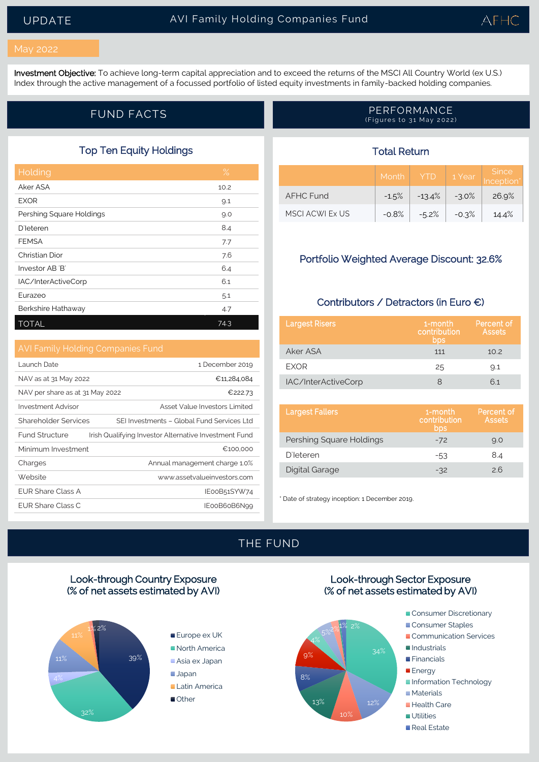# UPDATE — AVI Family Holding Companies Fund

AFHC

May 2022

**Investment Objective:** To achieve long-term capital appreciation and to exceed the returns of the MSCI All Country World (ex U.S.) Index through the active management of a focussed portfolio of listed equity investments in family-backed holding companies.

## FUND FACTS

### Top Ten Equity Holdings

| Holding | % |
|---|---|
| Aker ASA | 10.2 |
| EXOR | 9.1 |
| Pershing Square Holdings | 9.0 |
| D'Ieteren | 8.4 |
| FEMSA | 7.7 |
| Christian Dior | 7.6 |
| Investor AB 'B' | 6.4 |
| IAC/InterActiveCorp | 6.1 |
| Eurazeo | 5.1 |
| Berkshire Hathaway | 4.7 |
| TOTAL | 74.3 |

### AVI Family Holding Companies Fund

| | |
|---|---|
| Launch Date | 1 December 2019 |
| NAV as at 31 May 2022 | €11,284,084 |
| NAV per share as at 31 May 2022 | €222.73 |
| Investment Advisor | Asset Value Investors Limited |
| Shareholder Services | SEI Investments – Global Fund Services Ltd |
| Fund Structure | Irish Qualifying Investor Alternative Investment Fund |
| Minimum Investment | €100,000 |
| Charges | Annual management charge 1.0% |
| Website | www.assetvalueinvestors.com |
| EUR Share Class A | IE00B51SYW74 |
| EUR Share Class C | IE00B60B6N99 |

## PERFORMANCE

(Figures to 31 May 2022)

### Total Return

| | Month | YTD | 1 Year | Since Inception* |
|---|---|---|---|---|
| AFHC Fund | -1.5% | -13.4% | -3.0% | 26.9% |
| MSCI ACWI Ex US | -0.8% | -5.2% | -0.3% | 14.4% |

### Portfolio Weighted Average Discount: 32.6%

### Contributors / Detractors (in Euro €)

| Largest Risers | 1-month contribution bps | Percent of Assets |
|---|---|---|
| Aker ASA | 111 | 10.2 |
| EXOR | 25 | 9.1 |
| IAC/InterActiveCorp | 8 | 6.1 |

| Largest Fallers | 1-month contribution bps | Percent of Assets |
|---|---|---|
| Pershing Square Holdings | -72 | 9.0 |
| D'Ieteren | -53 | 8.4 |
| Digital Garage | -32 | 2.6 |

\* Date of strategy inception: 1 December 2019.

## THE FUND

### Look-through Country Exposure (% of net assets estimated by AVI)

| Region | % |
|---|---|
| Europe ex UK | 39% |
| North America | 32% |
| Asia ex Japan | 4% |
| Japan | 11% |
| Latin America | 11% |
| Other | 2% |

(Unlabelled slice: 1%)

### Look-through Sector Exposure (% of net assets estimated by AVI)

| Sector | % |
|---|---|
| Consumer Discretionary | 34% |
| Consumer Staples | 12% |
| Communication Services | 10% |
| Industrials | 13% |
| Financials | 8% |
| Energy | 9% |
| Information Technology | 4% |
| Materials | 5% |
| Health Care | 2% |
| Utilities | 1% |
| Real Estate | 2% |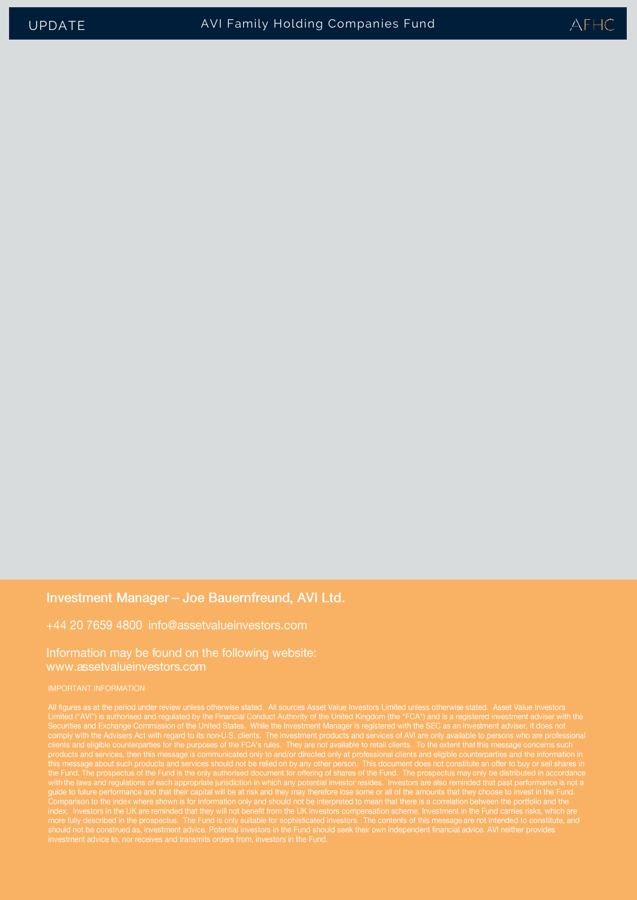**Investment Manager – Joe Bauernfreund, AVI Ltd.**

+44 20 7659 4800  info@assetvalueinvestors.com

Information may be found on the following website:
www.assetvalueinvestors.com

IMPORTANT INFORMATION

All figures as at the period under review unless otherwise stated. All sources Asset Value Investors Limited unless otherwise stated. Asset Value Investors Limited ("AVI") is authorised and regulated by the Financial Conduct Authority of the United Kingdom (the "FCA") and is a registered investment adviser with the Securities and Exchange Commission of the United States. While the Investment Manager is registered with the SEC as an investment adviser, it does not comply with the Advisers Act with regard to its non-U.S. clients. The investment products and services of AVI are only available to persons who are professional clients and eligible counterparties for the purposes of the FCA's rules. They are not available to retail clients. To the extent that this message concerns such products and services, then this message is communicated only to and/or directed only at professional clients and eligible counterparties and the information in this message about such products and services should not be relied on by any other person. This document does not constitute an offer to buy or sell shares in the Fund. The prospectus of the Fund is the only authorised document for offering of shares of the Fund. The prospectus may only be distributed in accordance with the laws and regulations of each appropriate jurisdiction in which any potential investor resides. Investors are also reminded that past performance is not a guide to future performance and that their capital will be at risk and they may therefore lose some or all of the amounts that they choose to invest in the Fund. Comparison to the index where shown is for information only and should not be interpreted to mean that there is a correlation between the portfolio and the index. Investors in the UK are reminded that they will not benefit from the UK investors compensation scheme. Investment in the Fund carries risks, which are more fully described in the prospectus. The Fund is only suitable for sophisticated investors. The contents of this message are not intended to constitute, and should not be construed as, investment advice. Potential investors in the Fund should seek their own independent financial advice. AVI neither provides investment advice to, nor receives and transmits orders from, investors in the Fund.